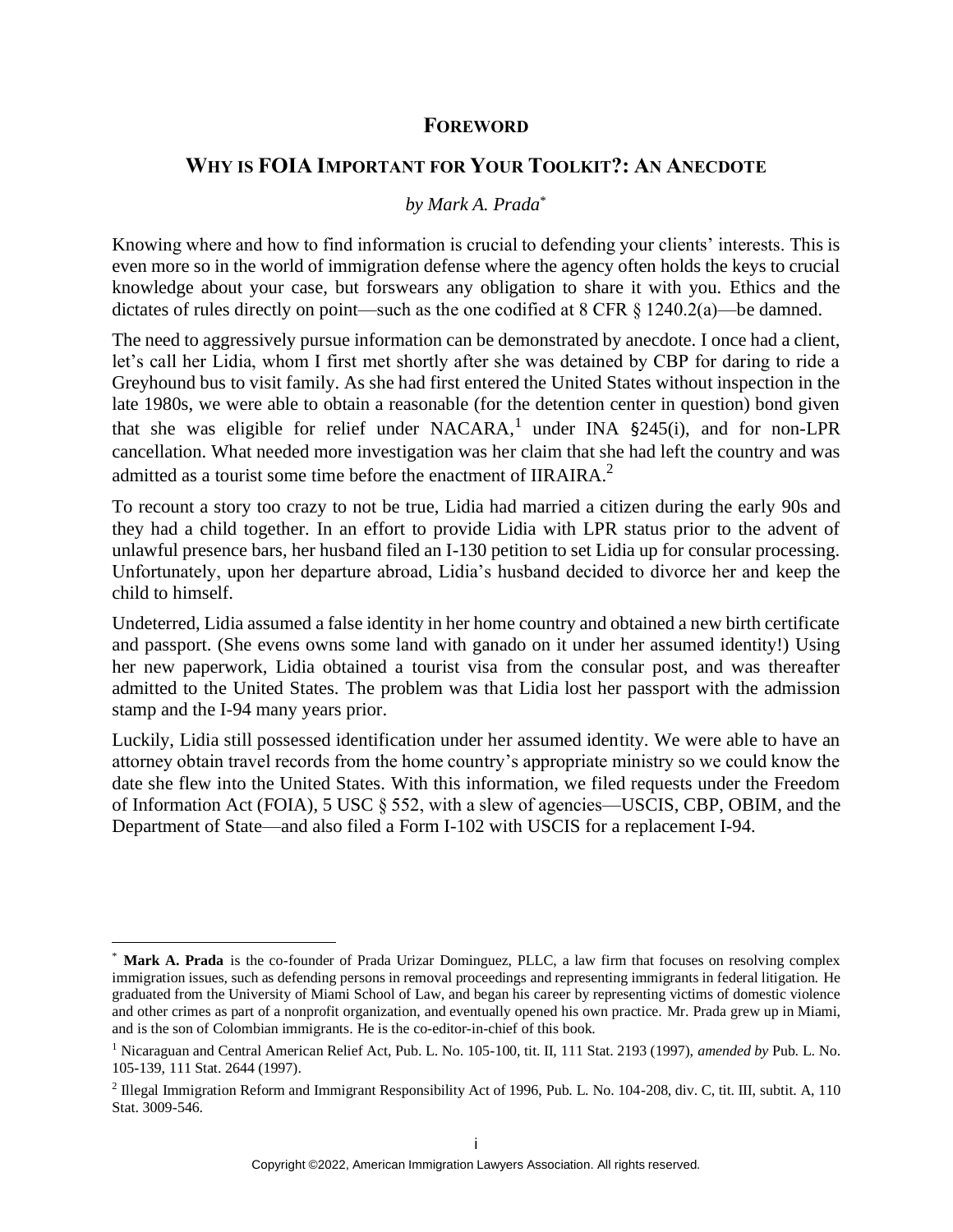## FOREWORD

## WHY IS FOIA IMPORTANT FOR YOUR TOOLKIT?: AN ANECDOTE

*by Mark A. Prada*[*]

Knowing where and how to find information is crucial to defending your clients' interests. This is even more so in the world of immigration defense where the agency often holds the keys to crucial knowledge about your case, but forswears any obligation to share it with you. Ethics and the dictates of rules directly on point—such as the one codified at 8 CFR § 1240.2(a)—be damned.

The need to aggressively pursue information can be demonstrated by anecdote. I once had a client, let's call her Lidia, whom I first met shortly after she was detained by CBP for daring to ride a Greyhound bus to visit family. As she had first entered the United States without inspection in the late 1980s, we were able to obtain a reasonable (for the detention center in question) bond given that she was eligible for relief under NACARA,[1] under INA §245(i), and for non-LPR cancellation. What needed more investigation was her claim that she had left the country and was admitted as a tourist some time before the enactment of IIRAIRA.[2]

To recount a story too crazy to not be true, Lidia had married a citizen during the early 90s and they had a child together. In an effort to provide Lidia with LPR status prior to the advent of unlawful presence bars, her husband filed an I-130 petition to set Lidia up for consular processing. Unfortunately, upon her departure abroad, Lidia's husband decided to divorce her and keep the child to himself.

Undeterred, Lidia assumed a false identity in her home country and obtained a new birth certificate and passport. (She evens owns some land with ganado on it under her assumed identity!) Using her new paperwork, Lidia obtained a tourist visa from the consular post, and was thereafter admitted to the United States. The problem was that Lidia lost her passport with the admission stamp and the I-94 many years prior.

Luckily, Lidia still possessed identification under her assumed identity. We were able to have an attorney obtain travel records from the home country's appropriate ministry so we could know the date she flew into the United States. With this information, we filed requests under the Freedom of Information Act (FOIA), 5 USC § 552, with a slew of agencies—USCIS, CBP, OBIM, and the Department of State—and also filed a Form I-102 with USCIS for a replacement I-94.

---

[*] **Mark A. Prada** is the co-founder of Prada Urizar Dominguez, PLLC, a law firm that focuses on resolving complex immigration issues, such as defending persons in removal proceedings and representing immigrants in federal litigation. He graduated from the University of Miami School of Law, and began his career by representing victims of domestic violence and other crimes as part of a nonprofit organization, and eventually opened his own practice. Mr. Prada grew up in Miami, and is the son of Colombian immigrants. He is the co-editor-in-chief of this book.

[1] Nicaraguan and Central American Relief Act, Pub. L. No. 105-100, tit. II, 111 Stat. 2193 (1997), *amended by* Pub. L. No. 105-139, 111 Stat. 2644 (1997).

[2] Illegal Immigration Reform and Immigrant Responsibility Act of 1996, Pub. L. No. 104-208, div. C, tit. III, subtit. A, 110 Stat. 3009-546.

Copyright ©2022, American Immigration Lawyers Association. All rights reserved.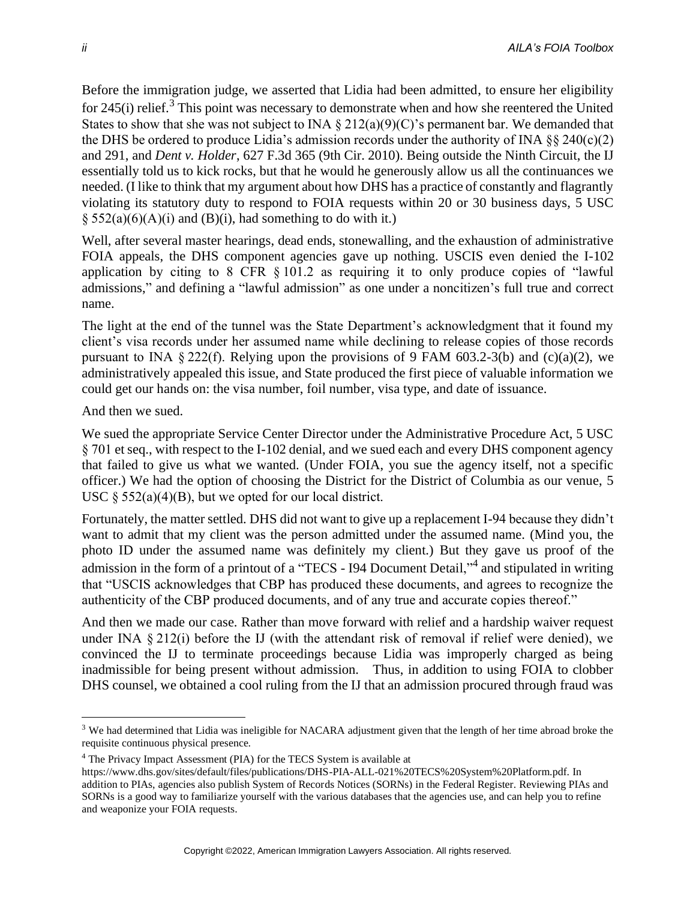Before the immigration judge, we asserted that Lidia had been admitted, to ensure her eligibility for 245(i) relief.[3] This point was necessary to demonstrate when and how she reentered the United States to show that she was not subject to INA § 212(a)(9)(C)'s permanent bar. We demanded that the DHS be ordered to produce Lidia's admission records under the authority of INA §§ 240(c)(2) and 291, and *Dent v. Holder*, 627 F.3d 365 (9th Cir. 2010). Being outside the Ninth Circuit, the IJ essentially told us to kick rocks, but that he would he generously allow us all the continuances we needed. (I like to think that my argument about how DHS has a practice of constantly and flagrantly violating its statutory duty to respond to FOIA requests within 20 or 30 business days, 5 USC § 552(a)(6)(A)(i) and (B)(i), had something to do with it.)

Well, after several master hearings, dead ends, stonewalling, and the exhaustion of administrative FOIA appeals, the DHS component agencies gave up nothing. USCIS even denied the I-102 application by citing to 8 CFR § 101.2 as requiring it to only produce copies of "lawful admissions," and defining a "lawful admission" as one under a noncitizen's full true and correct name.

The light at the end of the tunnel was the State Department's acknowledgment that it found my client's visa records under her assumed name while declining to release copies of those records pursuant to INA § 222(f). Relying upon the provisions of 9 FAM 603.2-3(b) and (c)(a)(2), we administratively appealed this issue, and State produced the first piece of valuable information we could get our hands on: the visa number, foil number, visa type, and date of issuance.

And then we sued.

We sued the appropriate Service Center Director under the Administrative Procedure Act, 5 USC § 701 et seq., with respect to the I-102 denial, and we sued each and every DHS component agency that failed to give us what we wanted. (Under FOIA, you sue the agency itself, not a specific officer.) We had the option of choosing the District for the District of Columbia as our venue, 5 USC § 552(a)(4)(B), but we opted for our local district.

Fortunately, the matter settled. DHS did not want to give up a replacement I-94 because they didn't want to admit that my client was the person admitted under the assumed name. (Mind you, the photo ID under the assumed name was definitely my client.) But they gave us proof of the admission in the form of a printout of a "TECS - I94 Document Detail,"[4] and stipulated in writing that "USCIS acknowledges that CBP has produced these documents, and agrees to recognize the authenticity of the CBP produced documents, and of any true and accurate copies thereof."

And then we made our case. Rather than move forward with relief and a hardship waiver request under INA § 212(i) before the IJ (with the attendant risk of removal if relief were denied), we convinced the IJ to terminate proceedings because Lidia was improperly charged as being inadmissible for being present without admission. Thus, in addition to using FOIA to clobber DHS counsel, we obtained a cool ruling from the IJ that an admission procured through fraud was

---

[3] We had determined that Lidia was ineligible for NACARA adjustment given that the length of her time abroad broke the requisite continuous physical presence.

[4] The Privacy Impact Assessment (PIA) for the TECS System is available at https://www.dhs.gov/sites/default/files/publications/DHS-PIA-ALL-021%20TECS%20System%20Platform.pdf. In addition to PIAs, agencies also publish System of Records Notices (SORNs) in the Federal Register. Reviewing PIAs and SORNs is a good way to familiarize yourself with the various databases that the agencies use, and can help you to refine and weaponize your FOIA requests.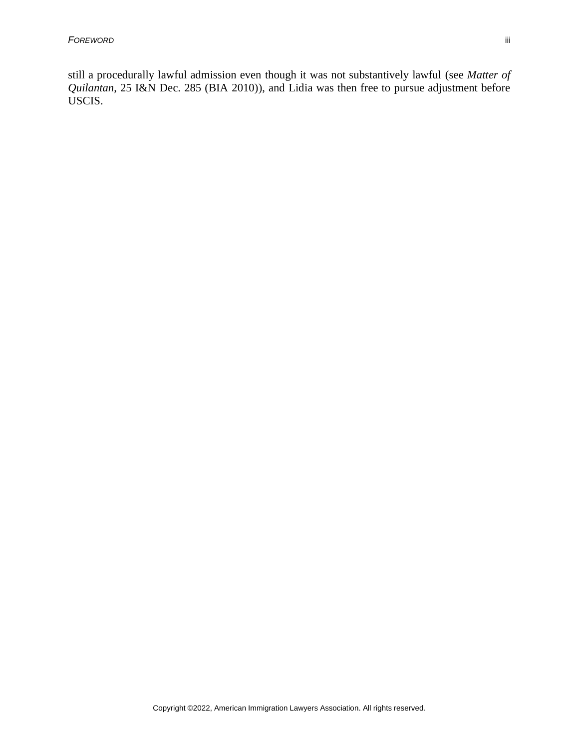still a procedurally lawful admission even though it was not substantively lawful (see *Matter of Quilantan*, 25 I&N Dec. 285 (BIA 2010)), and Lidia was then free to pursue adjustment before USCIS.